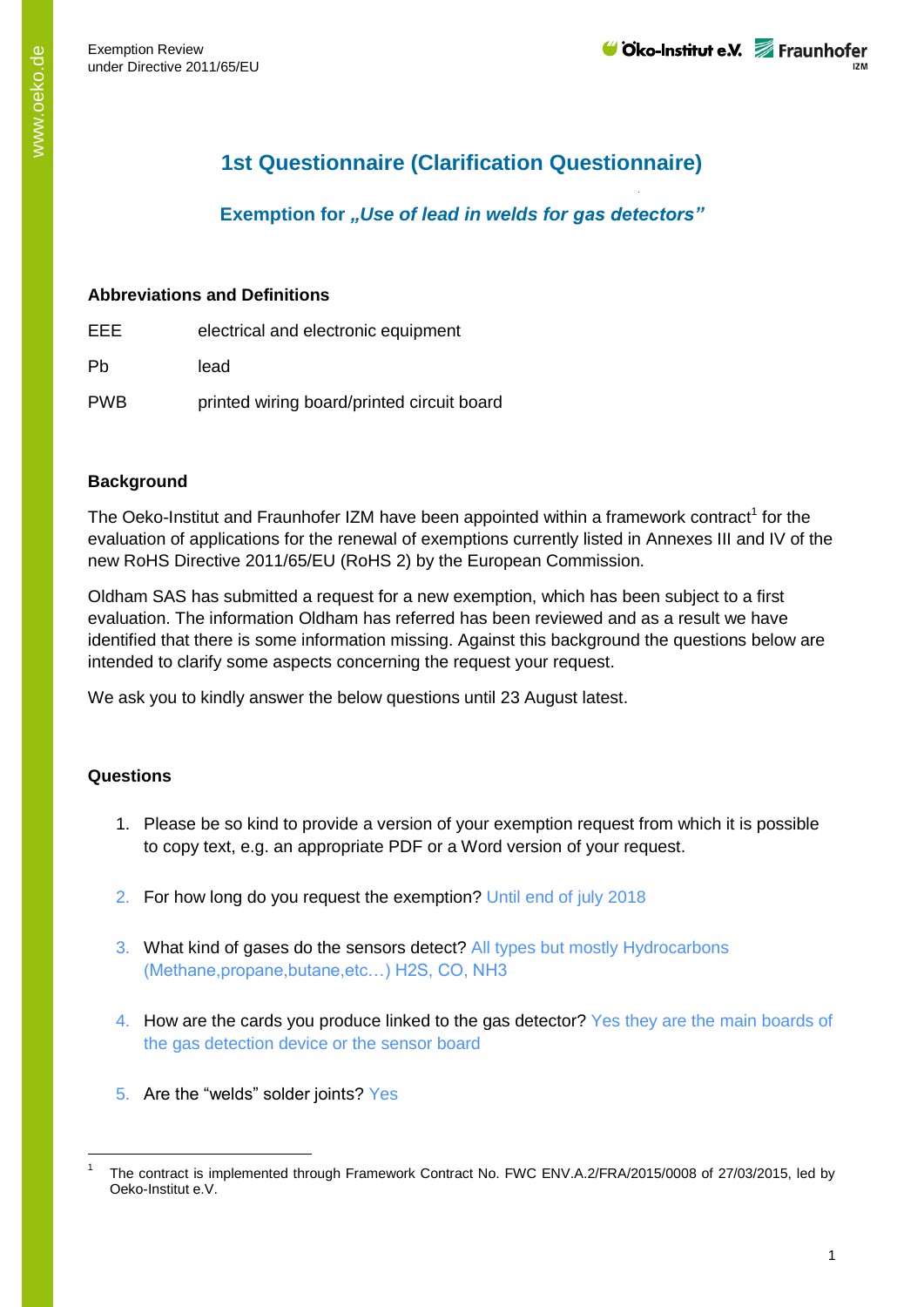# 1st Questionnaire (Clarification Questionnaire)

## Exemption for *„Use of lead in welds for gas detectors"*

### Abbreviations and Definitions

| | |
|---|---|
| EEE | electrical and electronic equipment |
| Pb | lead |
| PWB | printed wiring board/printed circuit board |

### Background

The Oeko-Institut and Fraunhofer IZM have been appointed within a framework contract[1] for the evaluation of applications for the renewal of exemptions currently listed in Annexes III and IV of the new RoHS Directive 2011/65/EU (RoHS 2) by the European Commission.

Oldham SAS has submitted a request for a new exemption, which has been subject to a first evaluation. The information Oldham has referred has been reviewed and as a result we have identified that there is some information missing. Against this background the questions below are intended to clarify some aspects concerning the request your request.

We ask you to kindly answer the below questions until 23 August latest.

### Questions

1. Please be so kind to provide a version of your exemption request from which it is possible to copy text, e.g. an appropriate PDF or a Word version of your request.
2. For how long do you request the exemption? Until end of july 2018
3. What kind of gases do the sensors detect? All types but mostly Hydrocarbons (Methane,propane,butane,etc…) $H_2S$, CO, $NH_3$
4. How are the cards you produce linked to the gas detector? Yes they are the main boards of the gas detection device or the sensor board
5. Are the "welds" solder joints? Yes

---

[1] The contract is implemented through Framework Contract No. FWC ENV.A.2/FRA/2015/0008 of 27/03/2015, led by Oeko-Institut e.V.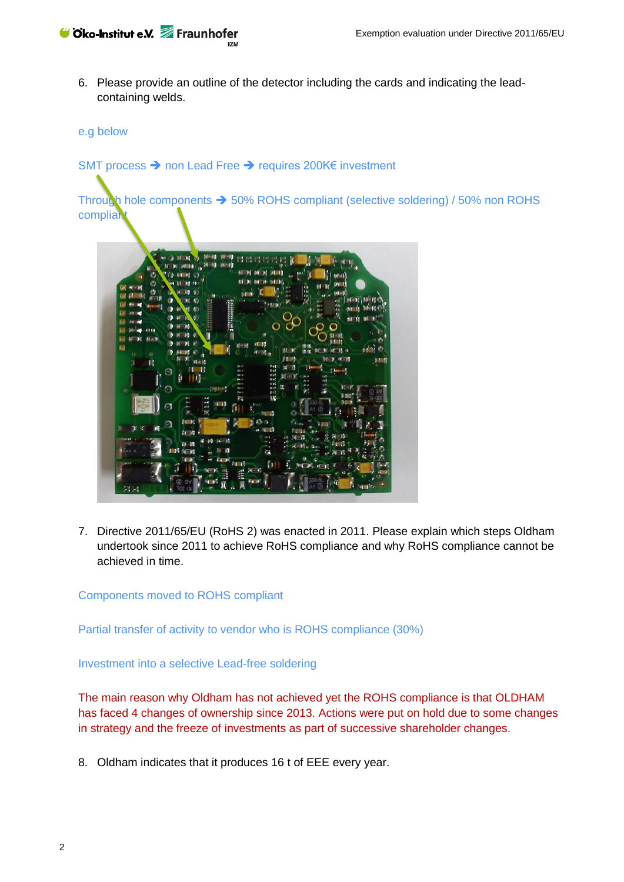6. Please provide an outline of the detector including the cards and indicating the lead-containing welds.

e.g below

SMT process ➔ non Lead Free ➔ requires 200K€ investment

Through hole components ➔ 50% ROHS compliant (selective soldering) / 50% non ROHS compliant

7. Directive 2011/65/EU (RoHS 2) was enacted in 2011. Please explain which steps Oldham undertook since 2011 to achieve RoHS compliance and why RoHS compliance cannot be achieved in time.

Components moved to ROHS compliant

Partial transfer of activity to vendor who is ROHS compliance (30%)

Investment into a selective Lead-free soldering

The main reason why Oldham has not achieved yet the ROHS compliance is that OLDHAM has faced 4 changes of ownership since 2013. Actions were put on hold due to some changes in strategy and the freeze of investments as part of successive shareholder changes.

8. Oldham indicates that it produces 16 t of EEE every year.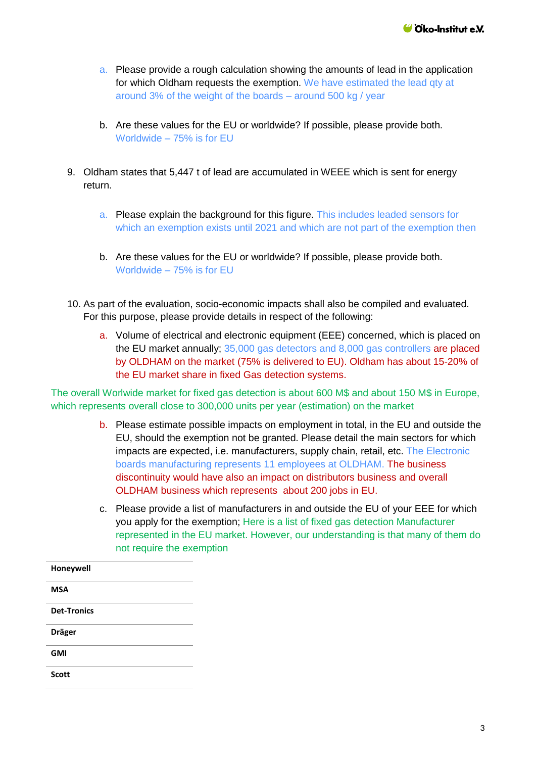a. Please provide a rough calculation showing the amounts of lead in the application for which Oldham requests the exemption. We have estimated the lead qty at around 3% of the weight of the boards – around 500 kg / year

b. Are these values for the EU or worldwide? If possible, please provide both. Worldwide – 75% is for EU

9. Oldham states that 5,447 t of lead are accumulated in WEEE which is sent for energy return.

   a. Please explain the background for this figure. This includes leaded sensors for which an exemption exists until 2021 and which are not part of the exemption then

   b. Are these values for the EU or worldwide? If possible, please provide both. Worldwide – 75% is for EU

10. As part of the evaluation, socio-economic impacts shall also be compiled and evaluated. For this purpose, please provide details in respect of the following:

    a. Volume of electrical and electronic equipment (EEE) concerned, which is placed on the EU market annually; 35,000 gas detectors and 8,000 gas controllers are placed by OLDHAM on the market (75% is delivered to EU). Oldham has about 15-20% of the EU market share in fixed Gas detection systems.

The overall Worlwide market for fixed gas detection is about 600 M$ and about 150 M$ in Europe, which represents overall close to 300,000 units per year (estimation) on the market

   b. Please estimate possible impacts on employment in total, in the EU and outside the EU, should the exemption not be granted. Please detail the main sectors for which impacts are expected, i.e. manufacturers, supply chain, retail, etc. The Electronic boards manufacturing represents 11 employees at OLDHAM. The business discontinuity would have also an impact on distributors business and overall OLDHAM business which represents about 200 jobs in EU.

   c. Please provide a list of manufacturers in and outside the EU of your EEE for which you apply for the exemption; Here is a list of fixed gas detection Manufacturer represented in the EU market. However, our understanding is that many of them do not require the exemption

| **Honeywell** |
|---|
| **MSA** |
| **Det-Tronics** |
| **Dräger** |
| **GMI** |
| **Scott** |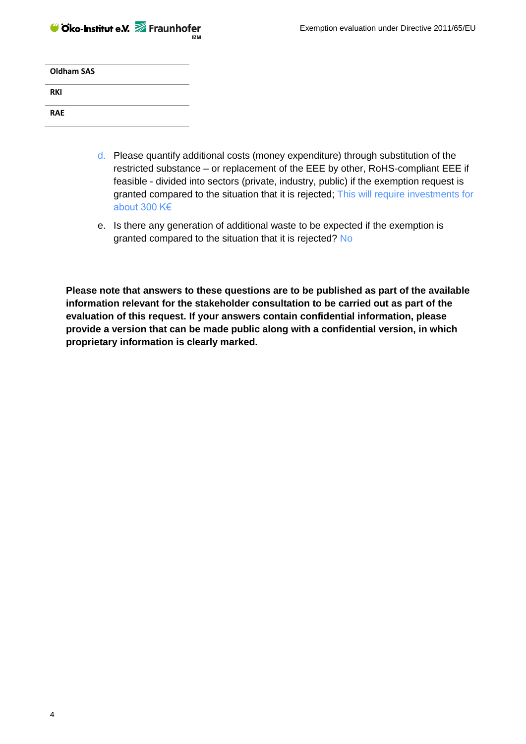| |
|---|
| **Oldham SAS** |
| **RKI** |
| **RAE** |

d. Please quantify additional costs (money expenditure) through substitution of the restricted substance – or replacement of the EEE by other, RoHS-compliant EEE if feasible - divided into sectors (private, industry, public) if the exemption request is granted compared to the situation that it is rejected; This will require investments for about 300 K€

e. Is there any generation of additional waste to be expected if the exemption is granted compared to the situation that it is rejected? No

**Please note that answers to these questions are to be published as part of the available information relevant for the stakeholder consultation to be carried out as part of the evaluation of this request. If your answers contain confidential information, please provide a version that can be made public along with a confidential version, in which proprietary information is clearly marked.**